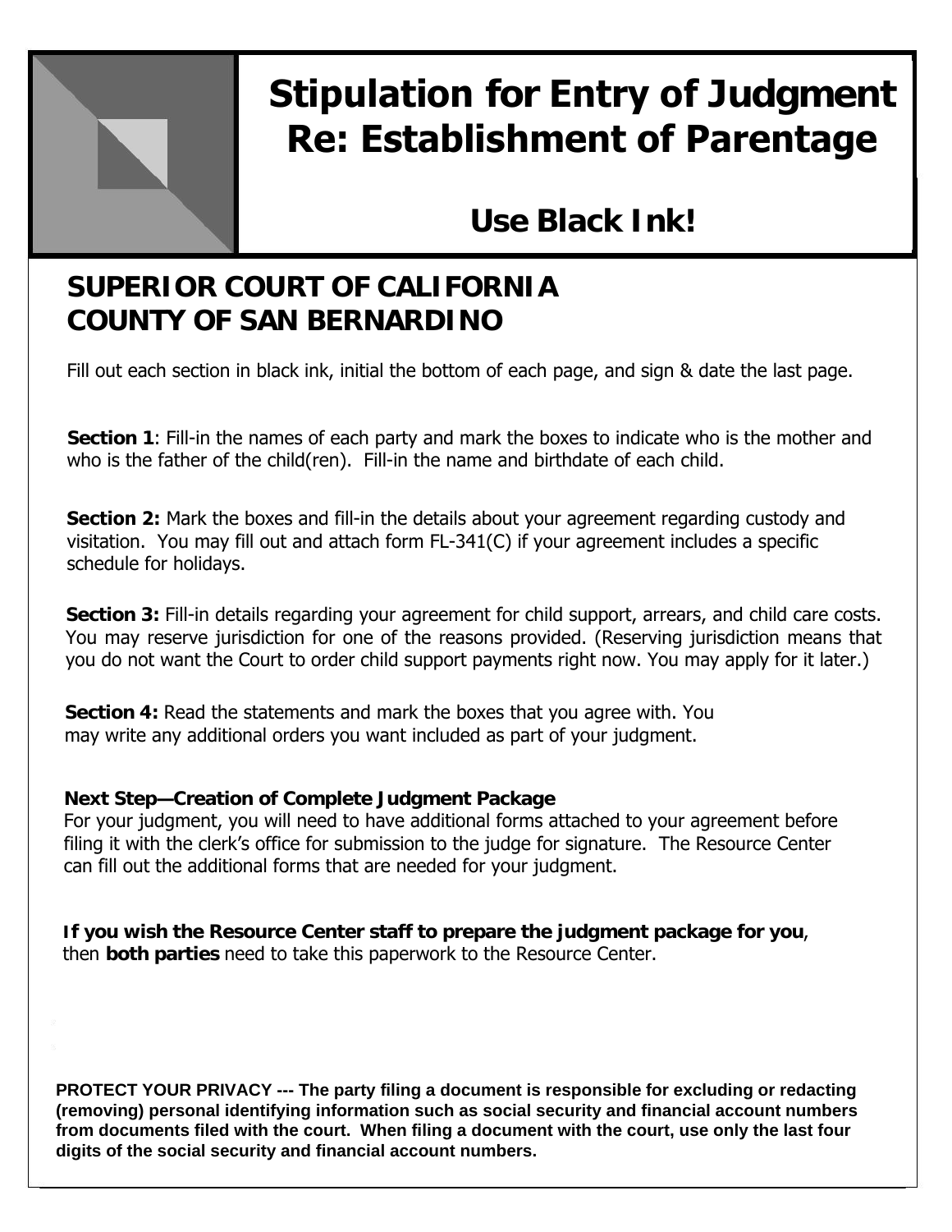# Stipulation for Entry of Judgment Re: Establishment of Parentage

## Use Black Ink!

## SUPERIOR COURT OF CALIFORNIA COUNTY OF SAN BERNARDINO

Fill out each section in black ink, initial the bottom of each page, and sign & date the last page.

**Section 1**: Fill-in the names of each party and mark the boxes to indicate who is the mother and who is the father of the child(ren). Fill-in the name and birthdate of each child.

**Section 2:** Mark the boxes and fill-in the details about your agreement regarding custody and visitation. You may fill out and attach form FL-341(C) if your agreement includes a specific schedule for holidays.

**Section 3:** Fill-in details regarding your agreement for child support, arrears, and child care costs. You may reserve jurisdiction for one of the reasons provided. (Reserving jurisdiction means that you do not want the Court to order child support payments right now. You may apply for it later.)

**Section 4:** Read the statements and mark the boxes that you agree with. You may write any additional orders you want included as part of your judgment.

**Next Step—Creation of Complete Judgment Package**
For your judgment, you will need to have additional forms attached to your agreement before filing it with the clerk's office for submission to the judge for signature. The Resource Center can fill out the additional forms that are needed for your judgment.

**If you wish the Resource Center staff to prepare the judgment package for you**, then **both parties** need to take this paperwork to the Resource Center.

**PROTECT YOUR PRIVACY --- The party filing a document is responsible for excluding or redacting (removing) personal identifying information such as social security and financial account numbers from documents filed with the court. When filing a document with the court, use only the last four digits of the social security and financial account numbers.**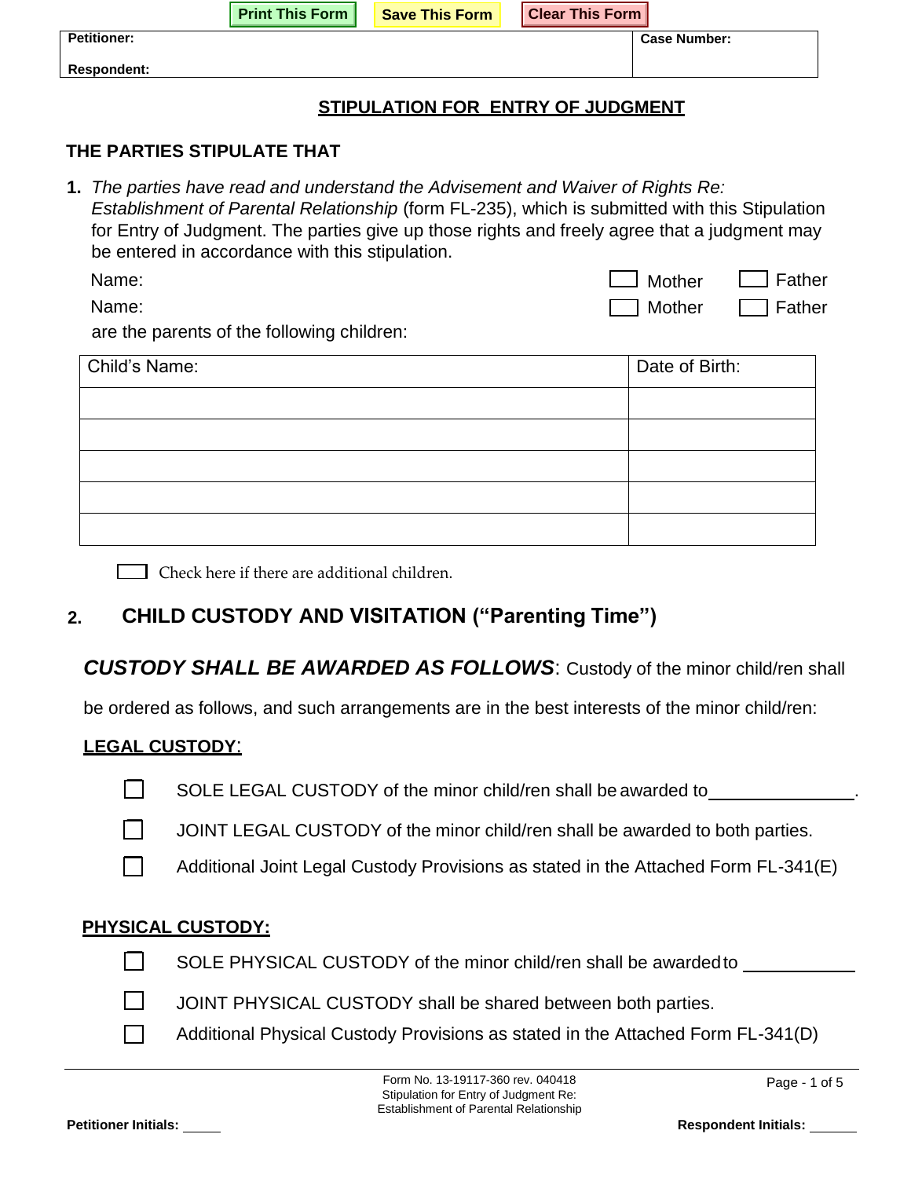Print This Form | Save This Form | Clear This Form

| Petitioner: | Case Number: |
|---|---|
| Respondent: | |

## STIPULATION FOR ENTRY OF JUDGMENT

### THE PARTIES STIPULATE THAT

**1.** *The parties have read and understand the Advisement and Waiver of Rights Re: Establishment of Parental Relationship* (form FL-235), which is submitted with this Stipulation for Entry of Judgment. The parties give up those rights and freely agree that a judgment may be entered in accordance with this stipulation.

Name: ☐ Mother ☐ Father

Name: ☐ Mother ☐ Father

are the parents of the following children:

| Child's Name: | Date of Birth: |
|---|---|
| | |
| | |
| | |
| | |
| | |

☐ Check here if there are additional children.

## 2. CHILD CUSTODY AND VISITATION ("Parenting Time")

***CUSTODY SHALL BE AWARDED AS FOLLOWS***: Custody of the minor child/ren shall be ordered as follows, and such arrangements are in the best interests of the minor child/ren:

**LEGAL CUSTODY**:

☐ SOLE LEGAL CUSTODY of the minor child/ren shall be awarded to _______________.

☐ JOINT LEGAL CUSTODY of the minor child/ren shall be awarded to both parties.

☐ Additional Joint Legal Custody Provisions as stated in the Attached Form FL-341(E)

**PHYSICAL CUSTODY:**

☐ SOLE PHYSICAL CUSTODY of the minor child/ren shall be awarded to ____________

☐ JOINT PHYSICAL CUSTODY shall be shared between both parties.

☐ Additional Physical Custody Provisions as stated in the Attached Form FL-341(D)

Form No. 13-19117-360 rev. 040418
Stipulation for Entry of Judgment Re:
Establishment of Parental Relationship

Petitioner Initials: _____ Respondent Initials: _____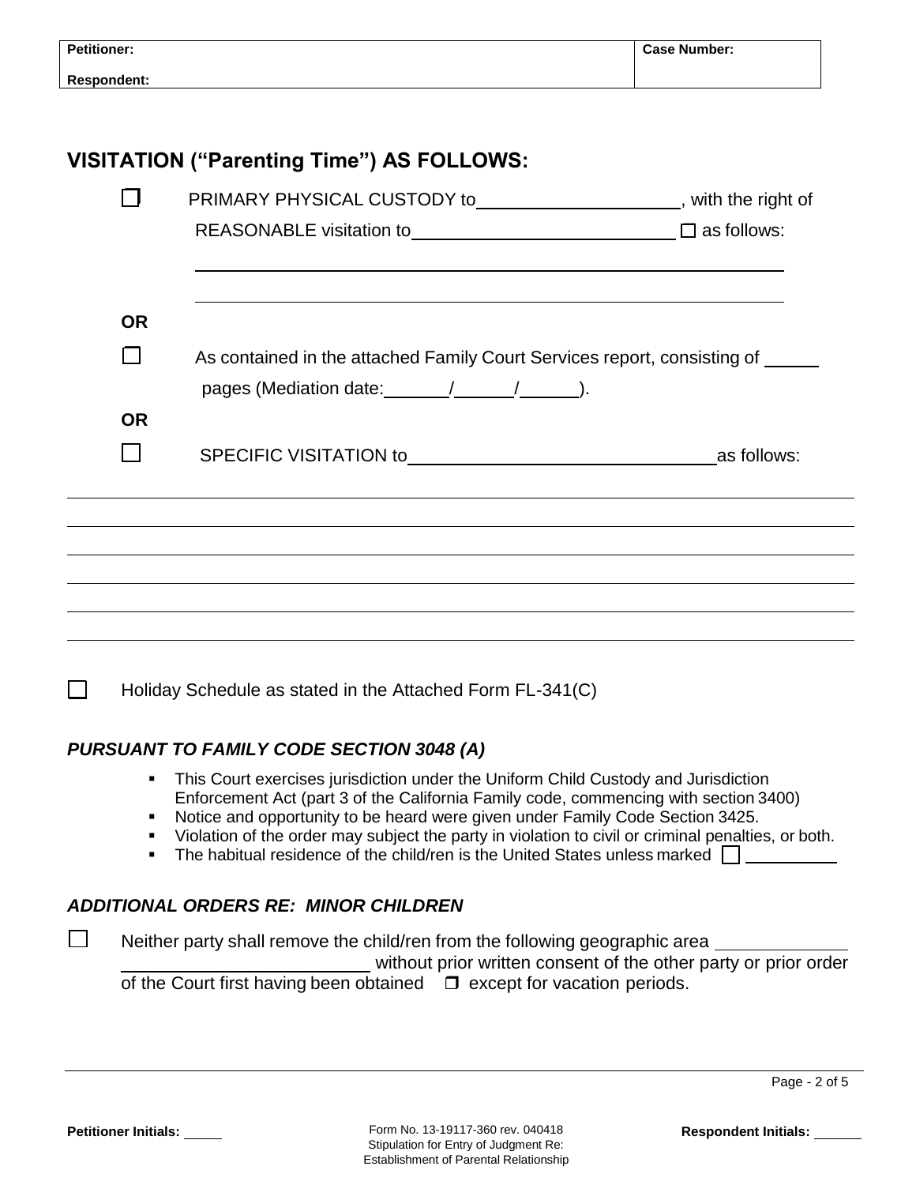| Petitioner: | Case Number: |
| --- | --- |
| Respondent: | |

## VISITATION ("Parenting Time") AS FOLLOWS:

☐ PRIMARY PHYSICAL CUSTODY to____________________, with the right of REASONABLE visitation to__________________________ ☐ as follows:

_____________________________________________________________

_____________________________________________________________

**OR**

☐ As contained in the attached Family Court Services report, consisting of ______ pages (Mediation date:_______/______/______).

**OR**

☐ SPECIFIC VISITATION to______________________________as follows:

_____________________________________________________________

_____________________________________________________________

_____________________________________________________________

_____________________________________________________________

_____________________________________________________________

_____________________________________________________________

☐ Holiday Schedule as stated in the Attached Form FL-341(C)

### *PURSUANT TO FAMILY CODE SECTION 3048 (A)*

- This Court exercises jurisdiction under the Uniform Child Custody and Jurisdiction Enforcement Act (part 3 of the California Family code, commencing with section 3400)
- Notice and opportunity to be heard were given under Family Code Section 3425.
- Violation of the order may subject the party in violation to civil or criminal penalties, or both.
- The habitual residence of the child/ren is the United States unless marked ☐ __________

### *ADDITIONAL ORDERS RE: MINOR CHILDREN*

☐ Neither party shall remove the child/ren from the following geographic area ______________ __________________________ without prior written consent of the other party or prior order of the Court first having been obtained ☐ except for vacation periods.

Petitioner Initials: _____

Form No. 13-19117-360 rev. 040418
Stipulation for Entry of Judgment Re:
Establishment of Parental Relationship

Respondent Initials: ______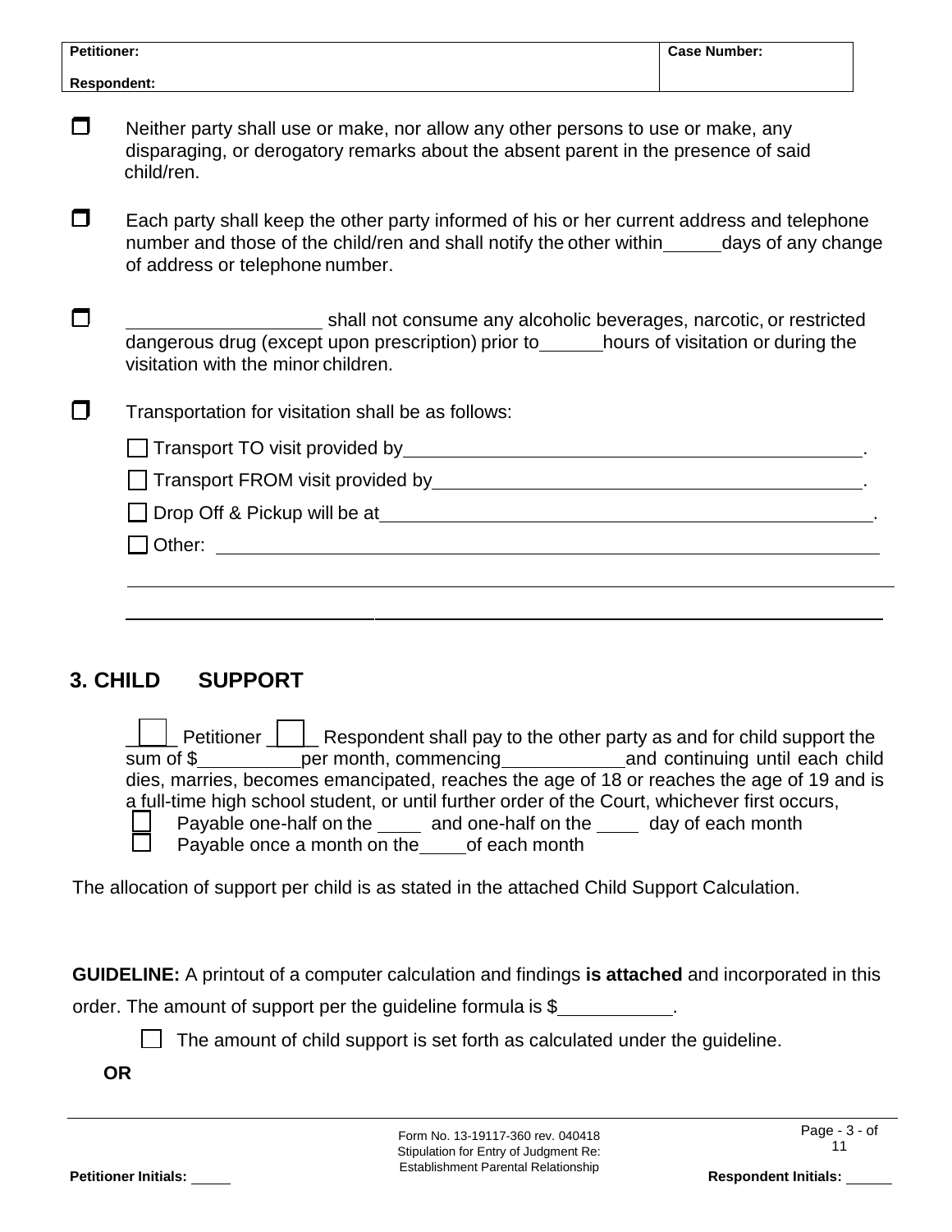| Petitioner: | Case Number: |
|---|---|
| Respondent: | |

- ☐ Neither party shall use or make, nor allow any other persons to use or make, any disparaging, or derogatory remarks about the absent parent in the presence of said child/ren.

- ☐ Each party shall keep the other party informed of his or her current address and telephone number and those of the child/ren and shall notify the other within______days of any change of address or telephone number.

- ☐ ____________________ shall not consume any alcoholic beverages, narcotic, or restricted dangerous drug (except upon prescription) prior to______hours of visitation or during the visitation with the minor children.

- ☐ Transportation for visitation shall be as follows:

  ☐ Transport TO visit provided by________________________________________________.

  ☐ Transport FROM visit provided by_____________________________________________.

  ☐ Drop Off & Pickup will be at_________________________________________________.

  ☐ Other: ______________________________________________________________________

  ______________________________________________________________________________

  ______________________________________________________________________________

## 3. CHILD SUPPORT

☐ Petitioner ☐ Respondent shall pay to the other party as and for child support the sum of $__________per month, commencing____________and continuing until each child dies, marries, becomes emancipated, reaches the age of 18 or reaches the age of 19 and is a full-time high school student, or until further order of the Court, whichever first occurs,

☐ Payable one-half on the _____ and one-half on the _____ day of each month

☐ Payable once a month on the_____of each month

The allocation of support per child is as stated in the attached Child Support Calculation.

**GUIDELINE:** A printout of a computer calculation and findings **is attached** and incorporated in this order. The amount of support per the guideline formula is $___________.

☐ The amount of child support is set forth as calculated under the guideline.

**OR**

Form No. 13-19117-360 rev. 040418
Stipulation for Entry of Judgment Re: Establishment Parental Relationship

**Petitioner Initials:** _____ **Respondent Initials:** _____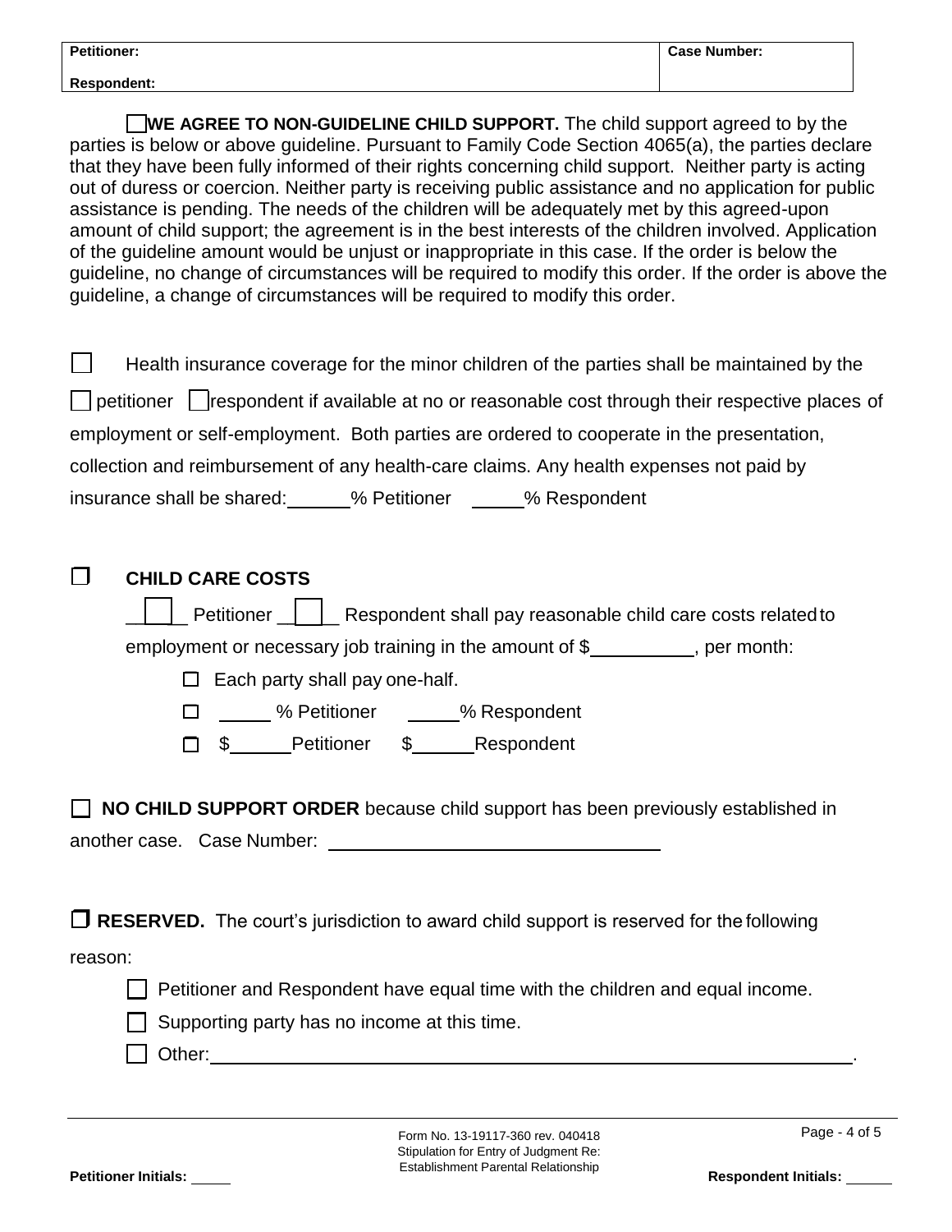| Petitioner: | Case Number: |
| --- | --- |
| Respondent: | |

☐ **WE AGREE TO NON-GUIDELINE CHILD SUPPORT.** The child support agreed to by the parties is below or above guideline. Pursuant to Family Code Section 4065(a), the parties declare that they have been fully informed of their rights concerning child support. Neither party is acting out of duress or coercion. Neither party is receiving public assistance and no application for public assistance is pending. The needs of the children will be adequately met by this agreed-upon amount of child support; the agreement is in the best interests of the children involved. Application of the guideline amount would be unjust or inappropriate in this case. If the order is below the guideline, no change of circumstances will be required to modify this order. If the order is above the guideline, a change of circumstances will be required to modify this order.

☐ Health insurance coverage for the minor children of the parties shall be maintained by the ☐ petitioner ☐ respondent if available at no or reasonable cost through their respective places of employment or self-employment. Both parties are ordered to cooperate in the presentation, collection and reimbursement of any health-care claims. Any health expenses not paid by insurance shall be shared: ______% Petitioner _____% Respondent

☐ **CHILD CARE COSTS**

☐ Petitioner ☐ Respondent shall pay reasonable child care costs related to employment or necessary job training in the amount of $__________, per month:

- ☐ Each party shall pay one-half.
- ☐ _____ % Petitioner _____% Respondent
- ☐ $______Petitioner $______Respondent

☐ **NO CHILD SUPPORT ORDER** because child support has been previously established in another case. Case Number: ________________________________

☐ **RESERVED.** The court's jurisdiction to award child support is reserved for the following reason:

- ☐ Petitioner and Respondent have equal time with the children and equal income.
- ☐ Supporting party has no income at this time.
- ☐ Other: ________________________________________________________________.

Form No. 13-19117-360 rev. 040418
Stipulation for Entry of Judgment Re:
Establishment Parental Relationship

Petitioner Initials: _____ Respondent Initials: _____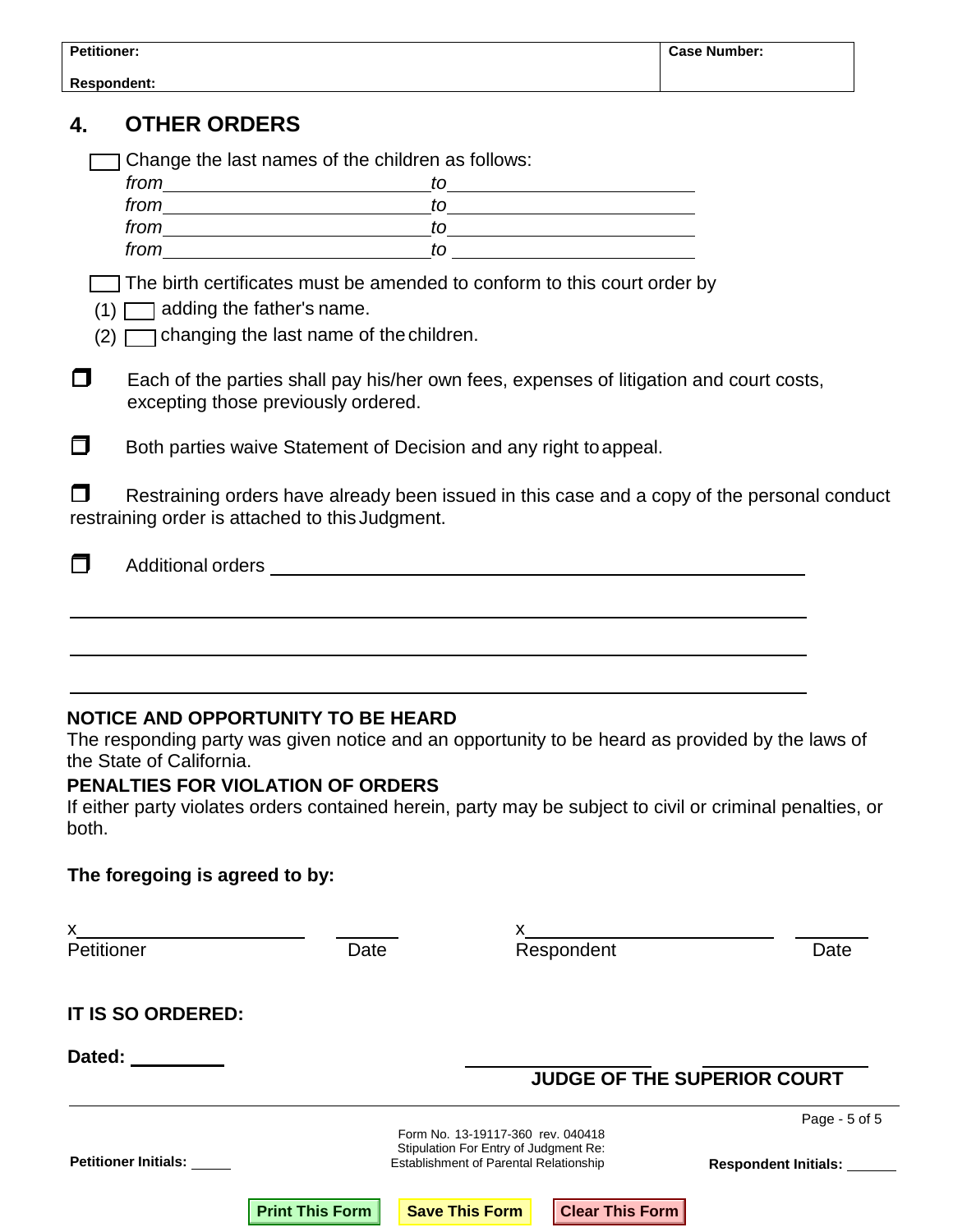| Petitioner: | Case Number: |
| --- | --- |
| Respondent: | |

## 4. OTHER ORDERS

☐ Change the last names of the children as follows:

*from* ______________________ *to* ______________________
*from* ______________________ *to* ______________________
*from* ______________________ *to* ______________________
*from* ______________________ *to* ______________________

☐ The birth certificates must be amended to conform to this court order by

(1) ☐ adding the father's name.

(2) ☐ changing the last name of the children.

☐ Each of the parties shall pay his/her own fees, expenses of litigation and court costs, excepting those previously ordered.

☐ Both parties waive Statement of Decision and any right to appeal.

☐ Restraining orders have already been issued in this case and a copy of the personal conduct restraining order is attached to this Judgment.

☐ Additional orders ______________________________________________

______________________________________________________________

______________________________________________________________

______________________________________________________________

**NOTICE AND OPPORTUNITY TO BE HEARD**

The responding party was given notice and an opportunity to be heard as provided by the laws of the State of California.

**PENALTIES FOR VIOLATION OF ORDERS**

If either party violates orders contained herein, party may be subject to civil or criminal penalties, or both.

**The foregoing is agreed to by:**

x______________________ ________ x______________________ ________
Petitioner Date Respondent Date

**IT IS SO ORDERED:**

**Dated:** __________

______________________ ______________________
**JUDGE OF THE SUPERIOR COURT**

Form No. 13-19117-360 rev. 040418
Stipulation For Entry of Judgment Re:
Establishment of Parental Relationship

**Petitioner Initials:** _____ **Respondent Initials:** _____

Print This Form | Save This Form | Clear This Form